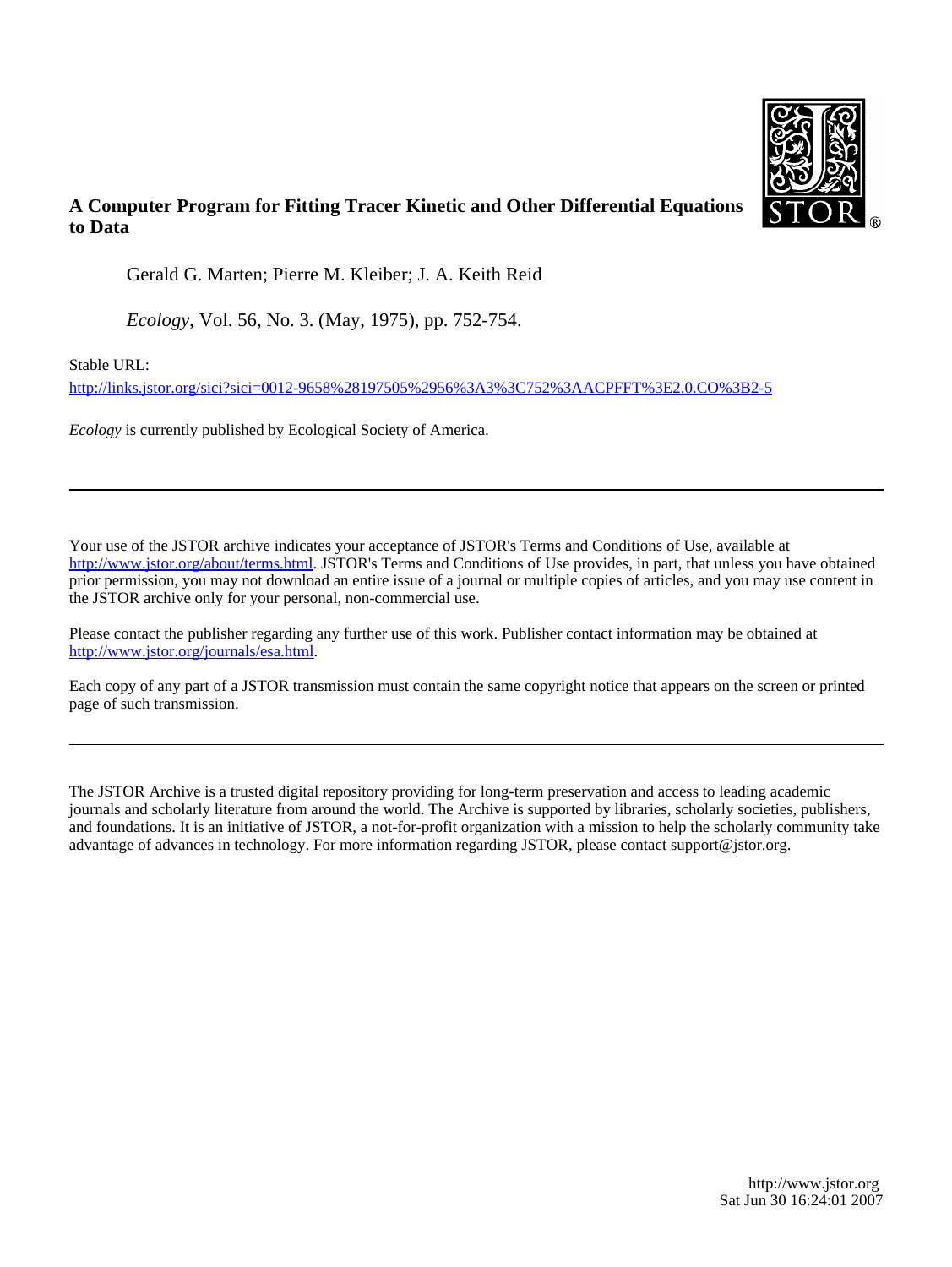# A Computer Program for Fitting Tracer Kinetic and Other Differential Equations to Data

Gerald G. Marten; Pierre M. Kleiber; J. A. Keith Reid

*Ecology*, Vol. 56, No. 3. (May, 1975), pp. 752-754.

Stable URL:

http://links.jstor.org/sici?sici=0012-9658%28197505%2956%3A3%3C752%3AACPFFT%3E2.0.CO%3B2-5

*Ecology* is currently published by Ecological Society of America.

---

Your use of the JSTOR archive indicates your acceptance of JSTOR's Terms and Conditions of Use, available at http://www.jstor.org/about/terms.html. JSTOR's Terms and Conditions of Use provides, in part, that unless you have obtained prior permission, you may not download an entire issue of a journal or multiple copies of articles, and you may use content in the JSTOR archive only for your personal, non-commercial use.

Please contact the publisher regarding any further use of this work. Publisher contact information may be obtained at http://www.jstor.org/journals/esa.html.

Each copy of any part of a JSTOR transmission must contain the same copyright notice that appears on the screen or printed page of such transmission.

---

The JSTOR Archive is a trusted digital repository providing for long-term preservation and access to leading academic journals and scholarly literature from around the world. The Archive is supported by libraries, scholarly societies, publishers, and foundations. It is an initiative of JSTOR, a not-for-profit organization with a mission to help the scholarly community take advantage of advances in technology. For more information regarding JSTOR, please contact support@jstor.org.

http://www.jstor.org
Sat Jun 30 16:24:01 2007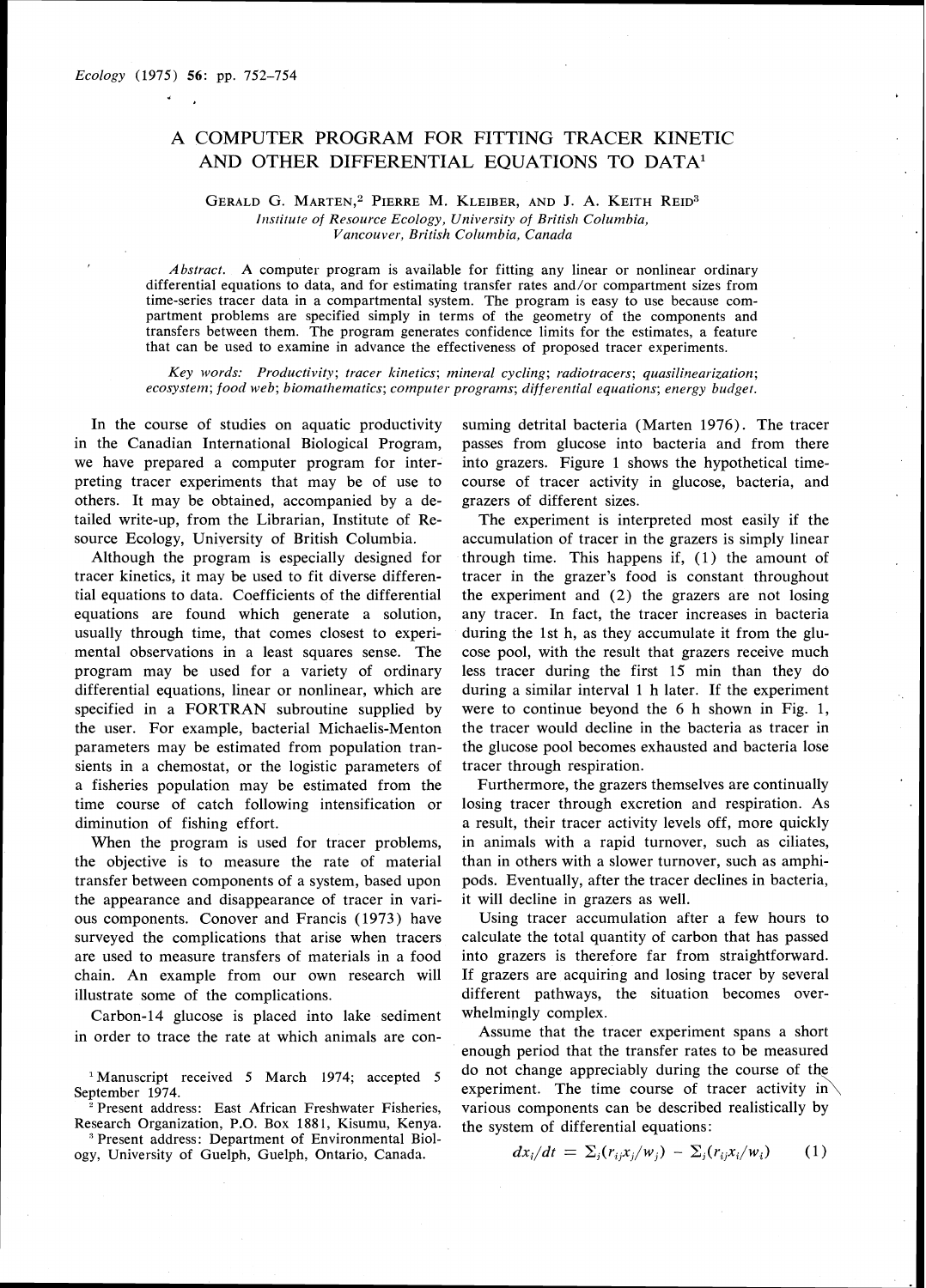# A COMPUTER PROGRAM FOR FITTING TRACER KINETIC AND OTHER DIFFERENTIAL EQUATIONS TO DATA[1]

GERALD G. MARTEN,[2] PIERRE M. KLEIBER, AND J. A. KEITH REID[3]

*Institute of Resource Ecology, University of British Columbia, Vancouver, British Columbia, Canada*

*Abstract.* A computer program is available for fitting any linear or nonlinear ordinary differential equations to data, and for estimating transfer rates and/or compartment sizes from time-series tracer data in a compartmental system. The program is easy to use because compartment problems are specified simply in terms of the geometry of the components and transfers between them. The program generates confidence limits for the estimates, a feature that can be used to examine in advance the effectiveness of proposed tracer experiments.

*Key words: Productivity; tracer kinetics; mineral cycling; radiotracers; quasilinearization; ecosystem; food web; biomathematics; computer programs; differential equations; energy budget.*

In the course of studies on aquatic productivity in the Canadian International Biological Program, we have prepared a computer program for interpreting tracer experiments that may be of use to others. It may be obtained, accompanied by a detailed write-up, from the Librarian, Institute of Resource Ecology, University of British Columbia.

Although the program is especially designed for tracer kinetics, it may be used to fit diverse differential equations to data. Coefficients of the differential equations are found which generate a solution, usually through time, that comes closest to experimental observations in a least squares sense. The program may be used for a variety of ordinary differential equations, linear or nonlinear, which are specified in a FORTRAN subroutine supplied by the user. For example, bacterial Michaelis-Menton parameters may be estimated from population transients in a chemostat, or the logistic parameters of a fisheries population may be estimated from the time course of catch following intensification or diminution of fishing effort.

When the program is used for tracer problems, the objective is to measure the rate of material transfer between components of a system, based upon the appearance and disappearance of tracer in various components. Conover and Francis (1973) have surveyed the complications that arise when tracers are used to measure transfers of materials in a food chain. An example from our own research will illustrate some of the complications.

Carbon-14 glucose is placed into lake sediment in order to trace the rate at which animals are consuming detrital bacteria (Marten 1976). The tracer passes from glucose into bacteria and from there into grazers. Figure 1 shows the hypothetical time-course of tracer activity in glucose, bacteria, and grazers of different sizes.

The experiment is interpreted most easily if the accumulation of tracer in the grazers is simply linear through time. This happens if, (1) the amount of tracer in the grazer's food is constant throughout the experiment and (2) the grazers are not losing any tracer. In fact, the tracer increases in bacteria during the 1st h, as they accumulate it from the glucose pool, with the result that grazers receive much less tracer during the first 15 min than they do during a similar interval 1 h later. If the experiment were to continue beyond the 6 h shown in Fig. 1, the tracer would decline in the bacteria as tracer in the glucose pool becomes exhausted and bacteria lose tracer through respiration.

Furthermore, the grazers themselves are continually losing tracer through excretion and respiration. As a result, their tracer activity levels off, more quickly in animals with a rapid turnover, such as ciliates, than in others with a slower turnover, such as amphipods. Eventually, after the tracer declines in bacteria, it will decline in grazers as well.

Using tracer accumulation after a few hours to calculate the total quantity of carbon that has passed into grazers is therefore far from straightforward. If grazers are acquiring and losing tracer by several different pathways, the situation becomes overwhelmingly complex.

Assume that the tracer experiment spans a short enough period that the transfer rates to be measured do not change appreciably during the course of the experiment. The time course of tracer activity in various components can be described realistically by the system of differential equations:

$$dx_i/dt = \Sigma_j(r_{ij}x_j/w_j) - \Sigma_j(r_{ij}x_i/w_i) \qquad (1)$$

[1] Manuscript received 5 March 1974; accepted 5 September 1974.

[2] Present address: East African Freshwater Fisheries, Research Organization, P.O. Box 1881, Kisumu, Kenya.

[3] Present address: Department of Environmental Biology, University of Guelph, Guelph, Ontario, Canada.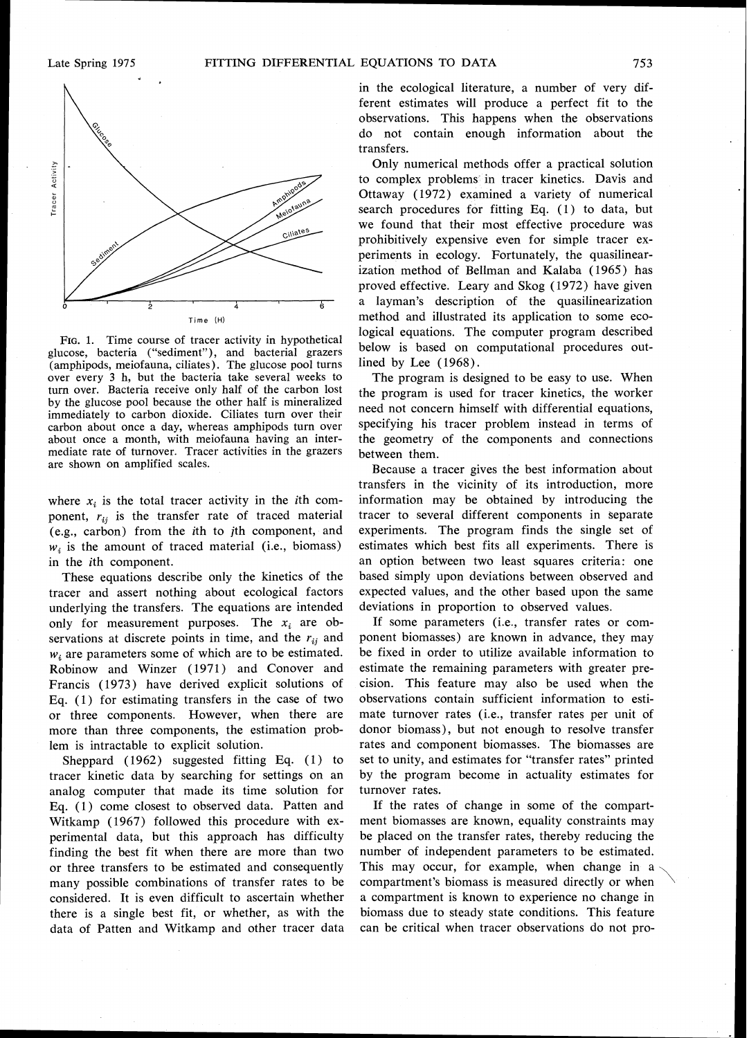FIG. 1. Time course of tracer activity in hypothetical glucose, bacteria ("sediment"), and bacterial grazers (amphipods, meiofauna, ciliates). The glucose pool turns over every 3 h, but the bacteria take several weeks to turn over. Bacteria receive only half of the carbon lost by the glucose pool because the other half is mineralized immediately to carbon dioxide. Ciliates turn over their carbon about once a day, whereas amphipods turn over about once a month, with meiofauna having an intermediate rate of turnover. Tracer activities in the grazers are shown on amplified scales.

where $x_i$ is the total tracer activity in the $i$th component, $r_{ij}$ is the transfer rate of traced material (e.g., carbon) from the $i$th to $j$th component, and $w_i$ is the amount of traced material (i.e., biomass) in the $i$th component.

These equations describe only the kinetics of the tracer and assert nothing about ecological factors underlying the transfers. The equations are intended only for measurement purposes. The $x_i$ are observations at discrete points in time, and the $r_{ij}$ and $w_i$ are parameters some of which are to be estimated. Robinow and Winzer (1971) and Conover and Francis (1973) have derived explicit solutions of Eq. (1) for estimating transfers in the case of two or three components. However, when there are more than three components, the estimation problem is intractable to explicit solution.

Sheppard (1962) suggested fitting Eq. (1) to tracer kinetic data by searching for settings on an analog computer that made its time solution for Eq. (1) come closest to observed data. Patten and Witkamp (1967) followed this procedure with experimental data, but this approach has difficulty finding the best fit when there are more than two or three transfers to be estimated and consequently many possible combinations of transfer rates to be considered. It is even difficult to ascertain whether there is a single best fit, or whether, as with the data of Patten and Witkamp and other tracer data in the ecological literature, a number of very different estimates will produce a perfect fit to the observations. This happens when the observations do not contain enough information about the transfers.

Only numerical methods offer a practical solution to complex problems in tracer kinetics. Davis and Ottaway (1972) examined a variety of numerical search procedures for fitting Eq. (1) to data, but we found that their most effective procedure was prohibitively expensive even for simple tracer experiments in ecology. Fortunately, the quasilinearization method of Bellman and Kalaba (1965) has proved effective. Leary and Skog (1972) have given a layman's description of the quasilinearization method and illustrated its application to some ecological equations. The computer program described below is based on computational procedures outlined by Lee (1968).

The program is designed to be easy to use. When the program is used for tracer kinetics, the worker need not concern himself with differential equations, specifying his tracer problem instead in terms of the geometry of the components and connections between them.

Because a tracer gives the best information about transfers in the vicinity of its introduction, more information may be obtained by introducing the tracer to several different components in separate experiments. The program finds the single set of estimates which best fits all experiments. There is an option between two least squares criteria: one based simply upon deviations between observed and expected values, and the other based upon the same deviations in proportion to observed values.

If some parameters (i.e., transfer rates or component biomasses) are known in advance, they may be fixed in order to utilize available information to estimate the remaining parameters with greater precision. This feature may also be used when the observations contain sufficient information to estimate turnover rates (i.e., transfer rates per unit of donor biomass), but not enough to resolve transfer rates and component biomasses. The biomasses are set to unity, and estimates for "transfer rates" printed by the program become in actuality estimates for turnover rates.

If the rates of change in some of the compartment biomasses are known, equality constraints may be placed on the transfer rates, thereby reducing the number of independent parameters to be estimated. This may occur, for example, when change in a compartment's biomass is measured directly or when a compartment is known to experience no change in biomass due to steady state conditions. This feature can be critical when tracer observations do not pro-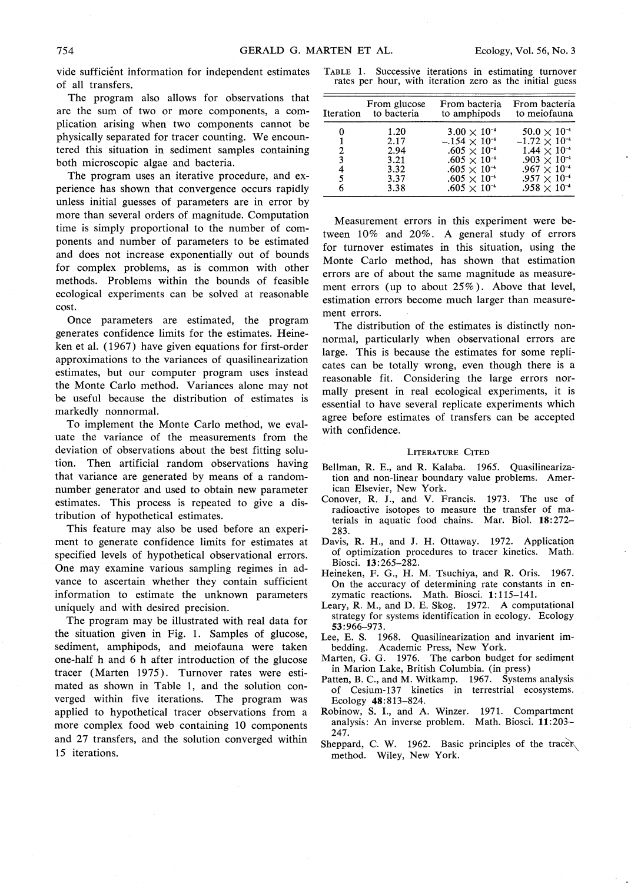vide sufficient information for independent estimates of all transfers.

The program also allows for observations that are the sum of two or more components, a complication arising when two components cannot be physically separated for tracer counting. We encountered this situation in sediment samples containing both microscopic algae and bacteria.

The program uses an iterative procedure, and experience has shown that convergence occurs rapidly unless initial guesses of parameters are in error by more than several orders of magnitude. Computation time is simply proportional to the number of components and number of parameters to be estimated and does not increase exponentially out of bounds for complex problems, as is common with other methods. Problems within the bounds of feasible ecological experiments can be solved at reasonable cost.

Once parameters are estimated, the program generates confidence limits for the estimates. Heineken et al. (1967) have given equations for first-order approximations to the variances of quasilinearization estimates, but our computer program uses instead the Monte Carlo method. Variances alone may not be useful because the distribution of estimates is markedly nonnormal.

To implement the Monte Carlo method, we evaluate the variance of the measurements from the deviation of observations about the best fitting solution. Then artificial random observations having that variance are generated by means of a random-number generator and used to obtain new parameter estimates. This process is repeated to give a distribution of hypothetical estimates.

This feature may also be used before an experiment to generate confidence limits for estimates at specified levels of hypothetical observational errors. One may examine various sampling regimes in advance to ascertain whether they contain sufficient information to estimate the unknown parameters uniquely and with desired precision.

The program may be illustrated with real data for the situation given in Fig. 1. Samples of glucose, sediment, amphipods, and meiofauna were taken one-half h and 6 h after introduction of the glucose tracer (Marten 1975). Turnover rates were estimated as shown in Table 1, and the solution converged within five iterations. The program was applied to hypothetical tracer observations from a more complex food web containing 10 components and 27 transfers, and the solution converged within 15 iterations.

TABLE 1. Successive iterations in estimating turnover rates per hour, with iteration zero as the initial guess

| Iteration | From glucose to bacteria | From bacteria to amphipods | From bacteria to meiofauna |
|---|---|---|---|
| 0 | 1.20 | $3.00 \times 10^{-4}$ | $50.0 \times 10^{-4}$ |
| 1 | 2.17 | $-.154 \times 10^{-4}$ | $-1.72 \times 10^{-4}$ |
| 2 | 2.94 | $.605 \times 10^{-4}$ | $1.44 \times 10^{-4}$ |
| 3 | 3.21 | $.605 \times 10^{-4}$ | $.903 \times 10^{-4}$ |
| 4 | 3.32 | $.605 \times 10^{-4}$ | $.967 \times 10^{-4}$ |
| 5 | 3.37 | $.605 \times 10^{-4}$ | $.957 \times 10^{-4}$ |
| 6 | 3.38 | $.605 \times 10^{-4}$ | $.958 \times 10^{-4}$ |

Measurement errors in this experiment were between 10% and 20%. A general study of errors for turnover estimates in this situation, using the Monte Carlo method, has shown that estimation errors are of about the same magnitude as measurement errors (up to about 25%). Above that level, estimation errors become much larger than measurement errors.

The distribution of the estimates is distinctly nonnormal, particularly when observational errors are large. This is because the estimates for some replicates can be totally wrong, even though there is a reasonable fit. Considering the large errors normally present in real ecological experiments, it is essential to have several replicate experiments which agree before estimates of transfers can be accepted with confidence.

## LITERATURE CITED

Bellman, R. E., and R. Kalaba. 1965. Quasilinearization and non-linear boundary value problems. American Elsevier, New York.

Conover, R. J., and V. Francis. 1973. The use of radioactive isotopes to measure the transfer of materials in aquatic food chains. Mar. Biol. **18**:272–283.

Davis, R. H., and J. H. Ottaway. 1972. Application of optimization procedures to tracer kinetics. Math. Biosci. **13**:265–282.

Heineken, F. G., H. M. Tsuchiya, and R. Oris. 1967. On the accuracy of determining rate constants in enzymatic reactions. Math. Biosci. **1**:115–141.

Leary, R. M., and D. E. Skog. 1972. A computational strategy for systems identification in ecology. Ecology **53**:966–973.

Lee, E. S. 1968. Quasilinearization and invarient imbedding. Academic Press, New York.

Marten, G. G. 1976. The carbon budget for sediment in Marion Lake, British Columbia. (in press)

Patten, B. C., and M. Witkamp. 1967. Systems analysis of Cesium-137 kinetics in terrestrial ecosystems. Ecology **48**:813–824.

Robinow, S. I., and A. Winzer. 1971. Compartment analysis: An inverse problem. Math. Biosci. **11**:203–247.

Sheppard, C. W. 1962. Basic principles of the tracer method. Wiley, New York.